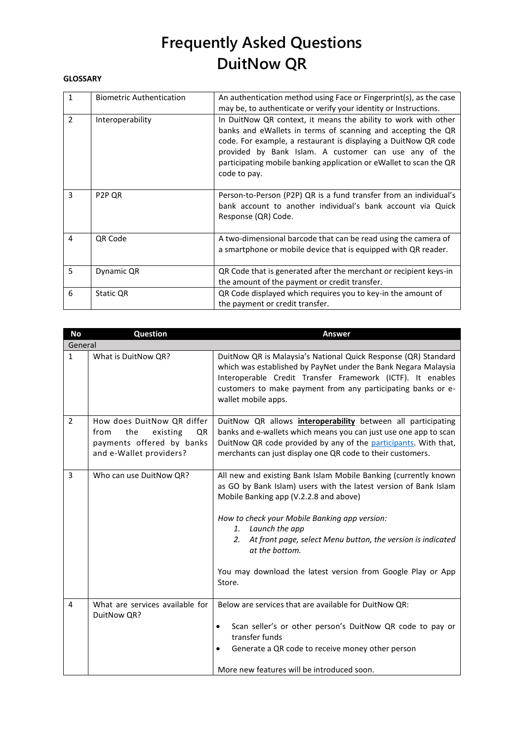# Frequently Asked Questions
# DuitNow QR

**GLOSSARY**

| | | |
|---|---|---|
| 1 | Biometric Authentication | An authentication method using Face or Fingerprint(s), as the case may be, to authenticate or verify your identity or Instructions. |
| 2 | Interoperability | In DuitNow QR context, it means the ability to work with other banks and eWallets in terms of scanning and accepting the QR code. For example, a restaurant is displaying a DuitNow QR code provided by Bank Islam. A customer can use any of the participating mobile banking application or eWallet to scan the QR code to pay. |
| 3 | P2P QR | Person-to-Person (P2P) QR is a fund transfer from an individual's bank account to another individual's bank account via Quick Response (QR) Code. |
| 4 | QR Code | A two-dimensional barcode that can be read using the camera of a smartphone or mobile device that is equipped with QR reader. |
| 5 | Dynamic QR | QR Code that is generated after the merchant or recipient keys-in the amount of the payment or credit transfer. |
| 6 | Static QR | QR Code displayed which requires you to key-in the amount of the payment or credit transfer. |

| No | Question | Answer |
|---|---|---|
| **General** | | |
| 1 | What is DuitNow QR? | DuitNow QR is Malaysia's National Quick Response (QR) Standard which was established by PayNet under the Bank Negara Malaysia Interoperable Credit Transfer Framework (ICTF). It enables customers to make payment from any participating banks or e-wallet mobile apps. |
| 2 | How does DuitNow QR differ from the existing QR payments offered by banks and e-Wallet providers? | DuitNow QR allows **<u>interoperability</u>** between all participating banks and e-wallets which means you can just use one app to scan DuitNow QR code provided by any of the participants. With that, merchants can just display one QR code to their customers. |
| 3 | Who can use DuitNow QR? | All new and existing Bank Islam Mobile Banking (currently known as GO by Bank Islam) users with the latest version of Bank Islam Mobile Banking app (V.2.2.8 and above)<br><br>*How to check your Mobile Banking app version:*<br>*1. Launch the app*<br>*2. At front page, select Menu button, the version is indicated at the bottom.*<br><br>You may download the latest version from Google Play or App Store. |
| 4 | What are services available for DuitNow QR? | Below are services that are available for DuitNow QR:<br><br>• Scan seller's or other person's DuitNow QR code to pay or transfer funds<br>• Generate a QR code to receive money other person<br><br>More new features will be introduced soon. |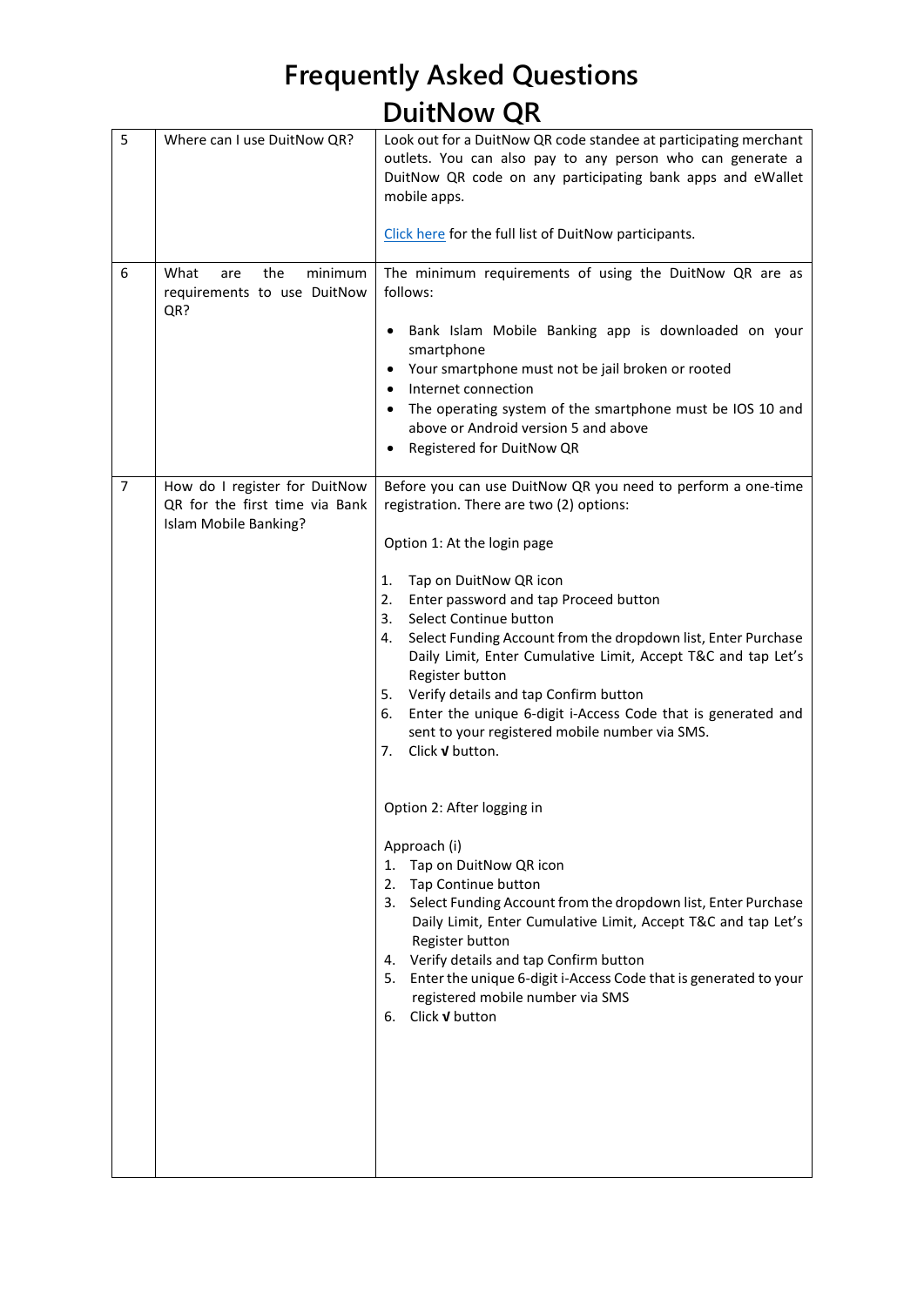# Frequently Asked Questions
## DuitNow QR

| | | |
|---|---|---|
| 5 | Where can I use DuitNow QR? | Look out for a DuitNow QR code standee at participating merchant outlets. You can also pay to any person who can generate a DuitNow QR code on any participating bank apps and eWallet mobile apps.<br><br>[Click here](#) for the full list of DuitNow participants. |
| 6 | What are the minimum requirements to use DuitNow QR? | The minimum requirements of using the DuitNow QR are as follows:<br><br>• Bank Islam Mobile Banking app is downloaded on your smartphone<br>• Your smartphone must not be jail broken or rooted<br>• Internet connection<br>• The operating system of the smartphone must be IOS 10 and above or Android version 5 and above<br>• Registered for DuitNow QR |
| 7 | How do I register for DuitNow QR for the first time via Bank Islam Mobile Banking? | Before you can use DuitNow QR you need to perform a one-time registration. There are two (2) options:<br><br>Option 1: At the login page<br><br>1. Tap on DuitNow QR icon<br>2. Enter password and tap Proceed button<br>3. Select Continue button<br>4. Select Funding Account from the dropdown list, Enter Purchase Daily Limit, Enter Cumulative Limit, Accept T&C and tap Let's Register button<br>5. Verify details and tap Confirm button<br>6. Enter the unique 6-digit i-Access Code that is generated and sent to your registered mobile number via SMS.<br>7. Click **√** button.<br><br>Option 2: After logging in<br><br>Approach (i)<br>1. Tap on DuitNow QR icon<br>2. Tap Continue button<br>3. Select Funding Account from the dropdown list, Enter Purchase Daily Limit, Enter Cumulative Limit, Accept T&C and tap Let's Register button<br>4. Verify details and tap Confirm button<br>5. Enter the unique 6-digit i-Access Code that is generated to your registered mobile number via SMS<br>6. Click **√** button |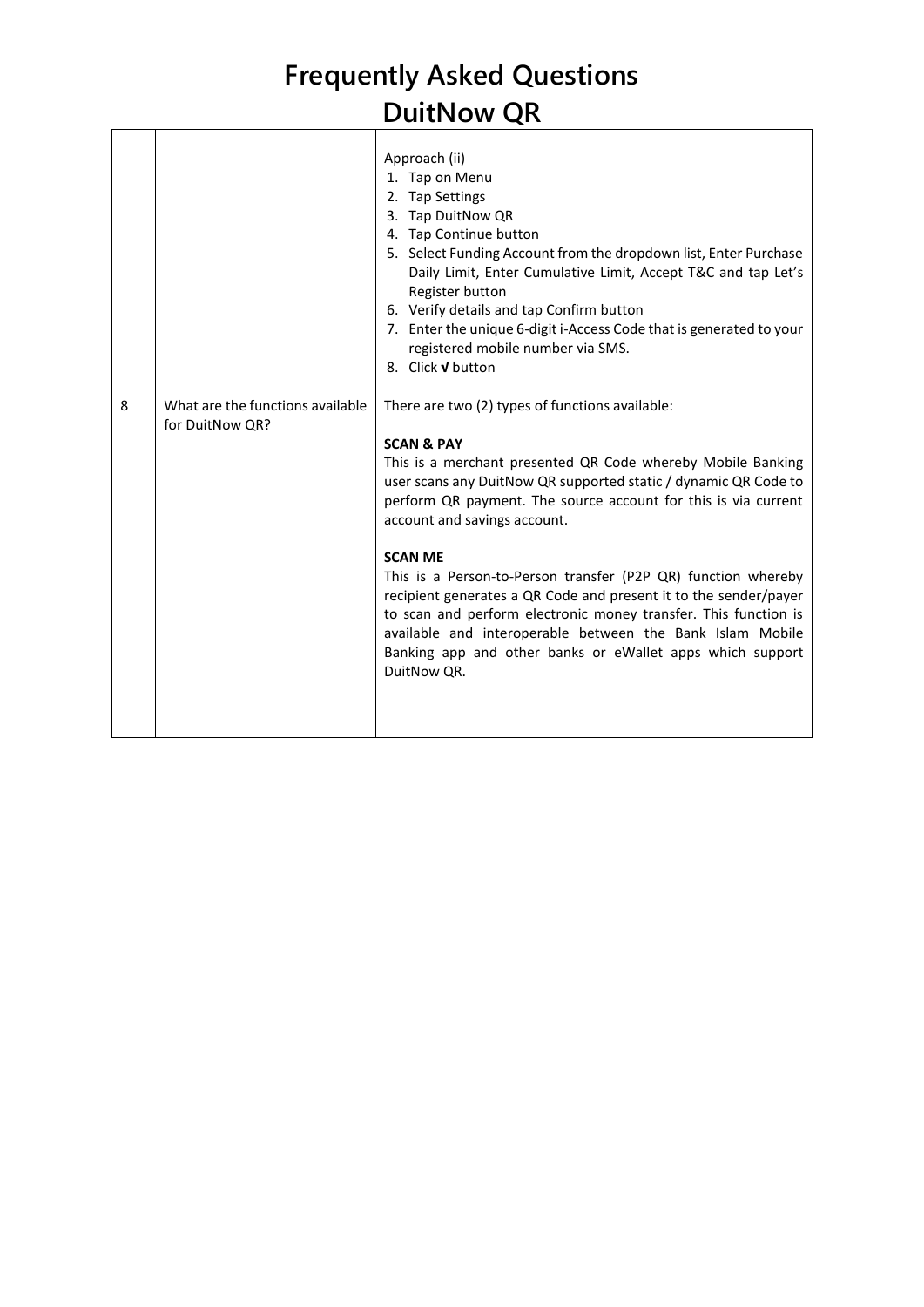# Frequently Asked Questions
# DuitNow QR

| | | |
|---|---|---|
| | | Approach (ii)<br>1. Tap on Menu<br>2. Tap Settings<br>3. Tap DuitNow QR<br>4. Tap Continue button<br>5. Select Funding Account from the dropdown list, Enter Purchase Daily Limit, Enter Cumulative Limit, Accept T&C and tap Let's Register button<br>6. Verify details and tap Confirm button<br>7. Enter the unique 6-digit i-Access Code that is generated to your registered mobile number via SMS.<br>8. Click **√** button |
| 8 | What are the functions available for DuitNow QR? | There are two (2) types of functions available:<br><br>**SCAN & PAY**<br>This is a merchant presented QR Code whereby Mobile Banking user scans any DuitNow QR supported static / dynamic QR Code to perform QR payment. The source account for this is via current account and savings account.<br><br>**SCAN ME**<br>This is a Person-to-Person transfer (P2P QR) function whereby recipient generates a QR Code and present it to the sender/payer to scan and perform electronic money transfer. This function is available and interoperable between the Bank Islam Mobile Banking app and other banks or eWallet apps which support DuitNow QR. |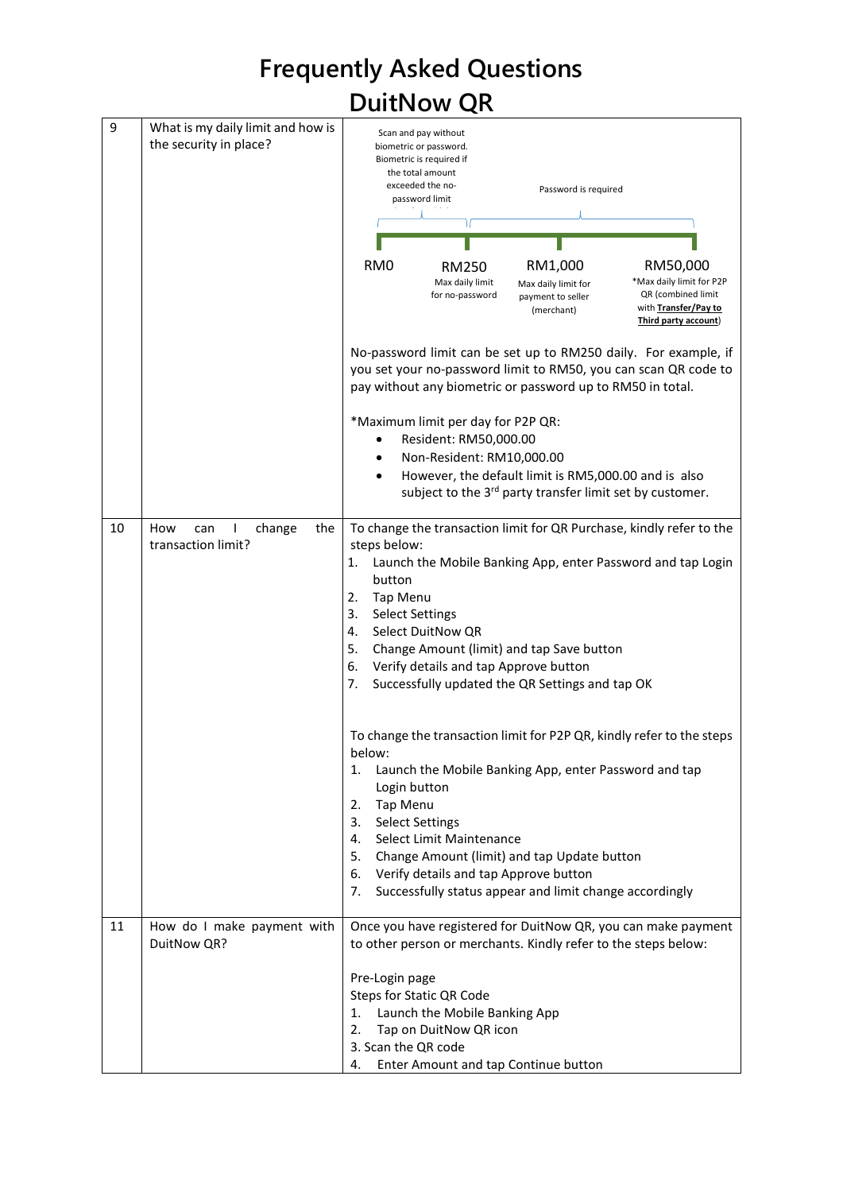# Frequently Asked Questions
# DuitNow QR

| | | |
|---|---|---|
| 9 | What is my daily limit and how is the security in place? | Scan and pay without biometric or password. Biometric is required if the total amount exceeded the no-password limit<br><br>Password is required<br><br>RM0<br><br>RM250 Max daily limit for no-password<br><br>RM1,000 Max daily limit for payment to seller (merchant)<br><br>RM50,000 *Max daily limit for P2P QR (combined limit with **Transfer/Pay to Third party account**)<br><br>No-password limit can be set up to RM250 daily. For example, if you set your no-password limit to RM50, you can scan QR code to pay without any biometric or password up to RM50 in total.<br><br>*Maximum limit per day for P2P QR:<br>• Resident: RM50,000.00<br>• Non-Resident: RM10,000.00<br>• However, the default limit is RM5,000.00 and is also subject to the 3rd party transfer limit set by customer. |
| 10 | How can I change the transaction limit? | To change the transaction limit for QR Purchase, kindly refer to the steps below:<br>1. Launch the Mobile Banking App, enter Password and tap Login button<br>2. Tap Menu<br>3. Select Settings<br>4. Select DuitNow QR<br>5. Change Amount (limit) and tap Save button<br>6. Verify details and tap Approve button<br>7. Successfully updated the QR Settings and tap OK<br><br>To change the transaction limit for P2P QR, kindly refer to the steps below:<br>1. Launch the Mobile Banking App, enter Password and tap Login button<br>2. Tap Menu<br>3. Select Settings<br>4. Select Limit Maintenance<br>5. Change Amount (limit) and tap Update button<br>6. Verify details and tap Approve button<br>7. Successfully status appear and limit change accordingly |
| 11 | How do I make payment with DuitNow QR? | Once you have registered for DuitNow QR, you can make payment to other person or merchants. Kindly refer to the steps below:<br><br>Pre-Login page<br>Steps for Static QR Code<br>1. Launch the Mobile Banking App<br>2. Tap on DuitNow QR icon<br>3. Scan the QR code<br>4. Enter Amount and tap Continue button |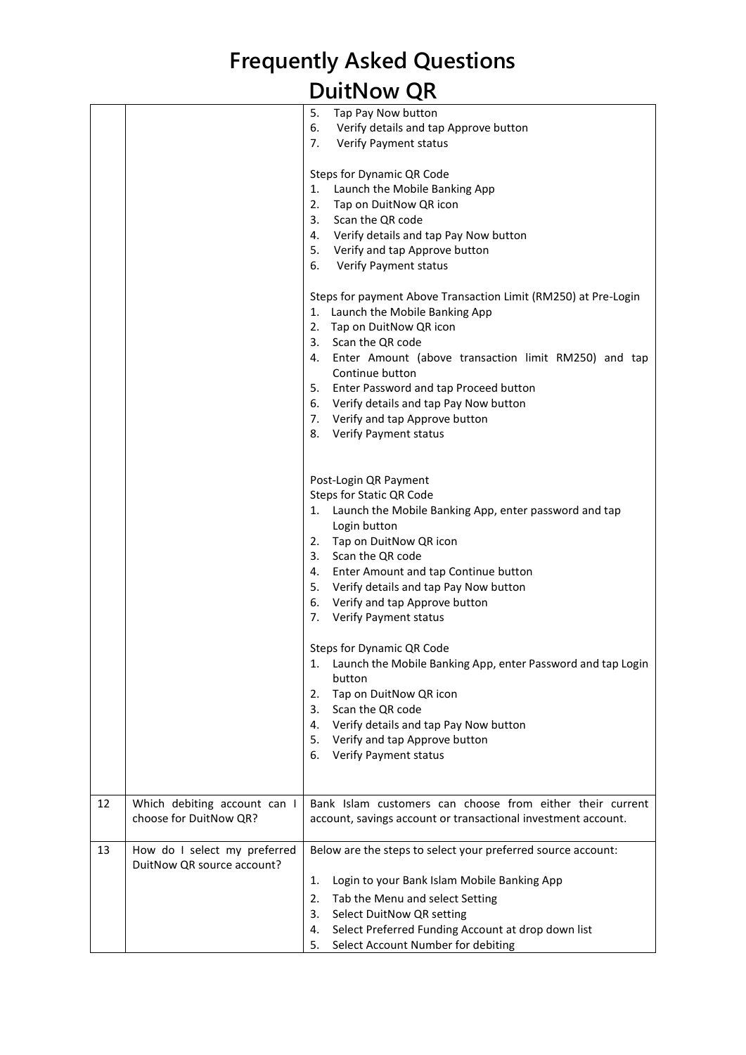# Frequently Asked Questions
# DuitNow QR

| | | |
|---|---|---|
| | | 5. Tap Pay Now button<br>6. Verify details and tap Approve button<br>7. Verify Payment status<br><br>Steps for Dynamic QR Code<br>1. Launch the Mobile Banking App<br>2. Tap on DuitNow QR icon<br>3. Scan the QR code<br>4. Verify details and tap Pay Now button<br>5. Verify and tap Approve button<br>6. Verify Payment status<br><br>Steps for payment Above Transaction Limit (RM250) at Pre-Login<br>1. Launch the Mobile Banking App<br>2. Tap on DuitNow QR icon<br>3. Scan the QR code<br>4. Enter Amount (above transaction limit RM250) and tap Continue button<br>5. Enter Password and tap Proceed button<br>6. Verify details and tap Pay Now button<br>7. Verify and tap Approve button<br>8. Verify Payment status<br><br>Post-Login QR Payment<br>Steps for Static QR Code<br>1. Launch the Mobile Banking App, enter password and tap Login button<br>2. Tap on DuitNow QR icon<br>3. Scan the QR code<br>4. Enter Amount and tap Continue button<br>5. Verify details and tap Pay Now button<br>6. Verify and tap Approve button<br>7. Verify Payment status<br><br>Steps for Dynamic QR Code<br>1. Launch the Mobile Banking App, enter Password and tap Login button<br>2. Tap on DuitNow QR icon<br>3. Scan the QR code<br>4. Verify details and tap Pay Now button<br>5. Verify and tap Approve button<br>6. Verify Payment status |
| 12 | Which debiting account can I choose for DuitNow QR? | Bank Islam customers can choose from either their current account, savings account or transactional investment account. |
| 13 | How do I select my preferred DuitNow QR source account? | Below are the steps to select your preferred source account:<br><br>1. Login to your Bank Islam Mobile Banking App<br>2. Tab the Menu and select Setting<br>3. Select DuitNow QR setting<br>4. Select Preferred Funding Account at drop down list<br>5. Select Account Number for debiting |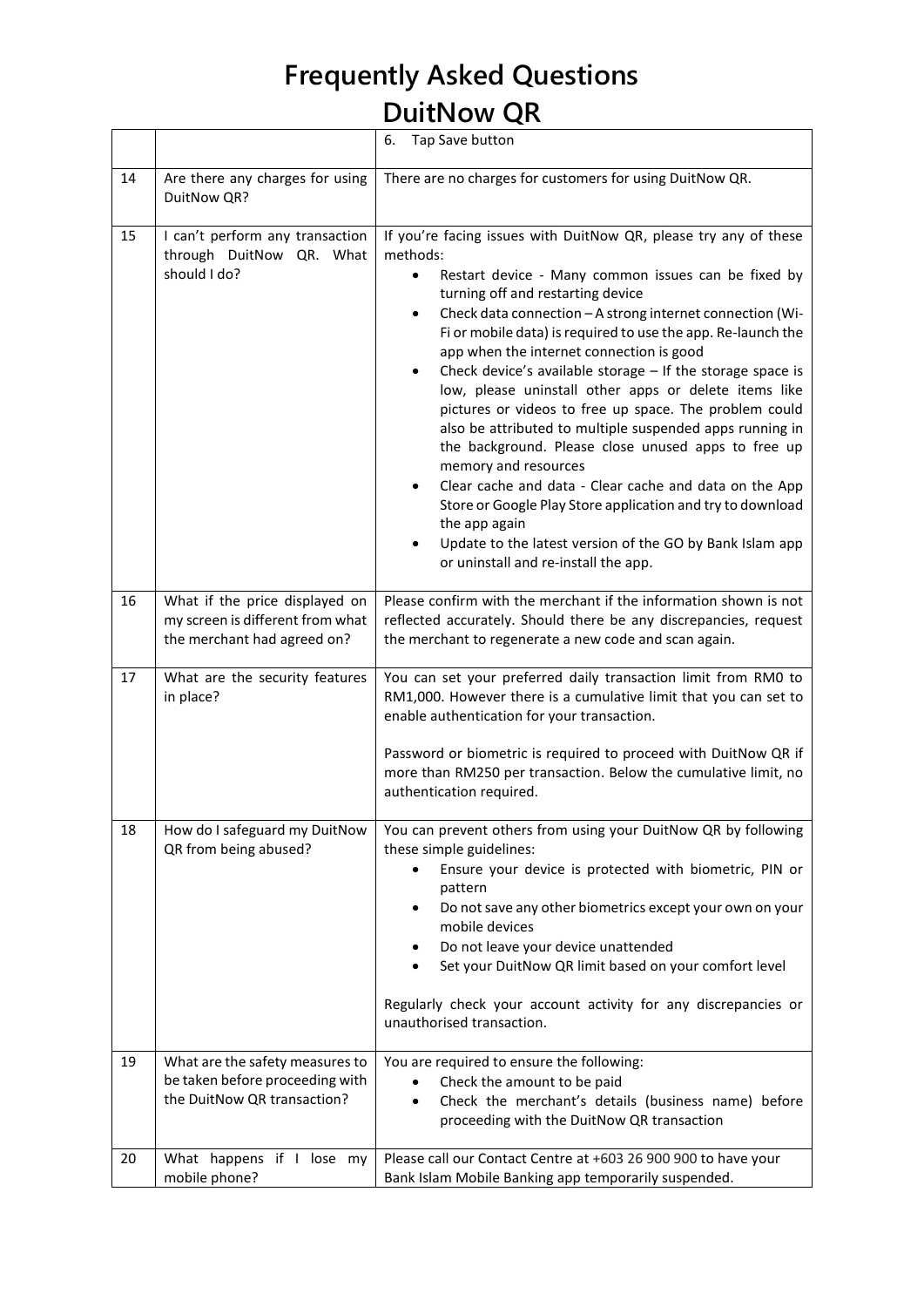# Frequently Asked Questions
## DuitNow QR

| | | |
|---|---|---|
| | | 6. Tap Save button |
| 14 | Are there any charges for using DuitNow QR? | There are no charges for customers for using DuitNow QR. |
| 15 | I can't perform any transaction through DuitNow QR. What should I do? | If you're facing issues with DuitNow QR, please try any of these methods:<br>• Restart device - Many common issues can be fixed by turning off and restarting device<br>• Check data connection – A strong internet connection (Wi-Fi or mobile data) is required to use the app. Re-launch the app when the internet connection is good<br>• Check device's available storage – If the storage space is low, please uninstall other apps or delete items like pictures or videos to free up space. The problem could also be attributed to multiple suspended apps running in the background. Please close unused apps to free up memory and resources<br>• Clear cache and data - Clear cache and data on the App Store or Google Play Store application and try to download the app again<br>• Update to the latest version of the GO by Bank Islam app or uninstall and re-install the app. |
| 16 | What if the price displayed on my screen is different from what the merchant had agreed on? | Please confirm with the merchant if the information shown is not reflected accurately. Should there be any discrepancies, request the merchant to regenerate a new code and scan again. |
| 17 | What are the security features in place? | You can set your preferred daily transaction limit from RM0 to RM1,000. However there is a cumulative limit that you can set to enable authentication for your transaction.<br><br>Password or biometric is required to proceed with DuitNow QR if more than RM250 per transaction. Below the cumulative limit, no authentication required. |
| 18 | How do I safeguard my DuitNow QR from being abused? | You can prevent others from using your DuitNow QR by following these simple guidelines:<br>• Ensure your device is protected with biometric, PIN or pattern<br>• Do not save any other biometrics except your own on your mobile devices<br>• Do not leave your device unattended<br>• Set your DuitNow QR limit based on your comfort level<br><br>Regularly check your account activity for any discrepancies or unauthorised transaction. |
| 19 | What are the safety measures to be taken before proceeding with the DuitNow QR transaction? | You are required to ensure the following:<br>• Check the amount to be paid<br>• Check the merchant's details (business name) before proceeding with the DuitNow QR transaction |
| 20 | What happens if I lose my mobile phone? | Please call our Contact Centre at +603 26 900 900 to have your Bank Islam Mobile Banking app temporarily suspended. |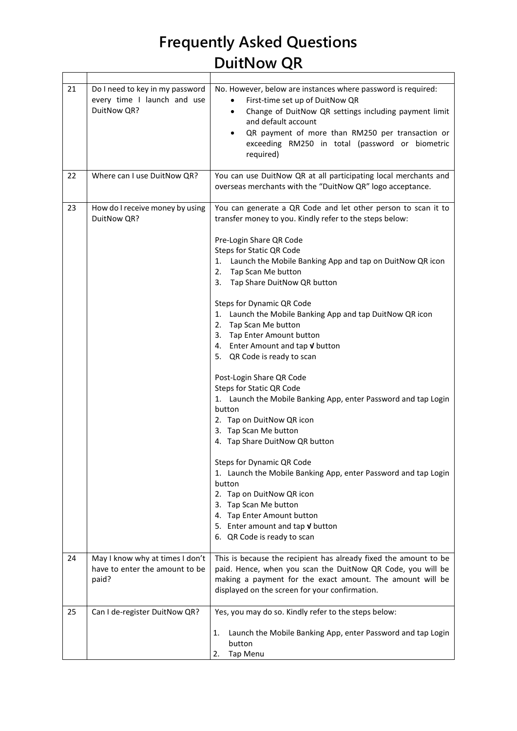# Frequently Asked Questions
# DuitNow QR

| | | |
|---|---|---|
| 21 | Do I need to key in my password every time I launch and use DuitNow QR? | No. However, below are instances where password is required:<br>• First-time set up of DuitNow QR<br>• Change of DuitNow QR settings including payment limit and default account<br>• QR payment of more than RM250 per transaction or exceeding RM250 in total (password or biometric required) |
| 22 | Where can I use DuitNow QR? | You can use DuitNow QR at all participating local merchants and overseas merchants with the "DuitNow QR" logo acceptance. |
| 23 | How do I receive money by using DuitNow QR? | You can generate a QR Code and let other person to scan it to transfer money to you. Kindly refer to the steps below:<br><br>Pre-Login Share QR Code<br>Steps for Static QR Code<br>1. Launch the Mobile Banking App and tap on DuitNow QR icon<br>2. Tap Scan Me button<br>3. Tap Share DuitNow QR button<br><br>Steps for Dynamic QR Code<br>1. Launch the Mobile Banking App and tap DuitNow QR icon<br>2. Tap Scan Me button<br>3. Tap Enter Amount button<br>4. Enter Amount and tap **√** button<br>5. QR Code is ready to scan<br><br>Post-Login Share QR Code<br>Steps for Static QR Code<br>1. Launch the Mobile Banking App, enter Password and tap Login button<br>2. Tap on DuitNow QR icon<br>3. Tap Scan Me button<br>4. Tap Share DuitNow QR button<br><br>Steps for Dynamic QR Code<br>1. Launch the Mobile Banking App, enter Password and tap Login button<br>2. Tap on DuitNow QR icon<br>3. Tap Scan Me button<br>4. Tap Enter Amount button<br>5. Enter amount and tap **√** button<br>6. QR Code is ready to scan |
| 24 | May I know why at times I don't have to enter the amount to be paid? | This is because the recipient has already fixed the amount to be paid. Hence, when you scan the DuitNow QR Code, you will be making a payment for the exact amount. The amount will be displayed on the screen for your confirmation. |
| 25 | Can I de-register DuitNow QR? | Yes, you may do so. Kindly refer to the steps below:<br><br>1. Launch the Mobile Banking App, enter Password and tap Login button<br>2. Tap Menu |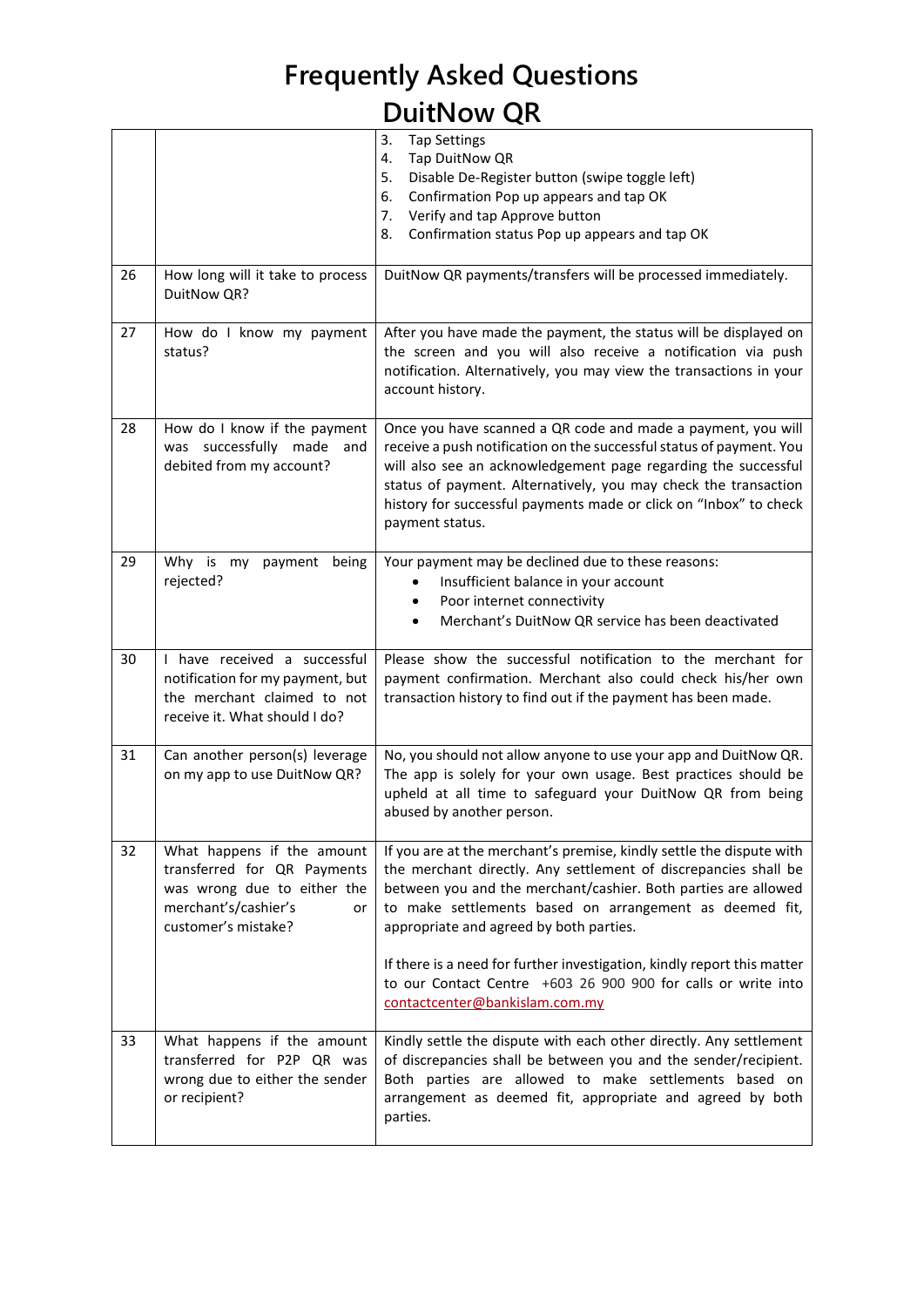# Frequently Asked Questions

# DuitNow QR

| | | |
|---|---|---|
| | | 3. Tap Settings<br>4. Tap DuitNow QR<br>5. Disable De-Register button (swipe toggle left)<br>6. Confirmation Pop up appears and tap OK<br>7. Verify and tap Approve button<br>8. Confirmation status Pop up appears and tap OK |
| 26 | How long will it take to process DuitNow QR? | DuitNow QR payments/transfers will be processed immediately. |
| 27 | How do I know my payment status? | After you have made the payment, the status will be displayed on the screen and you will also receive a notification via push notification. Alternatively, you may view the transactions in your account history. |
| 28 | How do I know if the payment was successfully made and debited from my account? | Once you have scanned a QR code and made a payment, you will receive a push notification on the successful status of payment. You will also see an acknowledgement page regarding the successful status of payment. Alternatively, you may check the transaction history for successful payments made or click on "Inbox" to check payment status. |
| 29 | Why is my payment being rejected? | Your payment may be declined due to these reasons:<br>• Insufficient balance in your account<br>• Poor internet connectivity<br>• Merchant's DuitNow QR service has been deactivated |
| 30 | I have received a successful notification for my payment, but the merchant claimed to not receive it. What should I do? | Please show the successful notification to the merchant for payment confirmation. Merchant also could check his/her own transaction history to find out if the payment has been made. |
| 31 | Can another person(s) leverage on my app to use DuitNow QR? | No, you should not allow anyone to use your app and DuitNow QR. The app is solely for your own usage. Best practices should be upheld at all time to safeguard your DuitNow QR from being abused by another person. |
| 32 | What happens if the amount transferred for QR Payments was wrong due to either the merchant's/cashier's or customer's mistake? | If you are at the merchant's premise, kindly settle the dispute with the merchant directly. Any settlement of discrepancies shall be between you and the merchant/cashier. Both parties are allowed to make settlements based on arrangement as deemed fit, appropriate and agreed by both parties.<br><br>If there is a need for further investigation, kindly report this matter to our Contact Centre +603 26 900 900 for calls or write into contactcenter@bankislam.com.my |
| 33 | What happens if the amount transferred for P2P QR was wrong due to either the sender or recipient? | Kindly settle the dispute with each other directly. Any settlement of discrepancies shall be between you and the sender/recipient. Both parties are allowed to make settlements based on arrangement as deemed fit, appropriate and agreed by both parties. |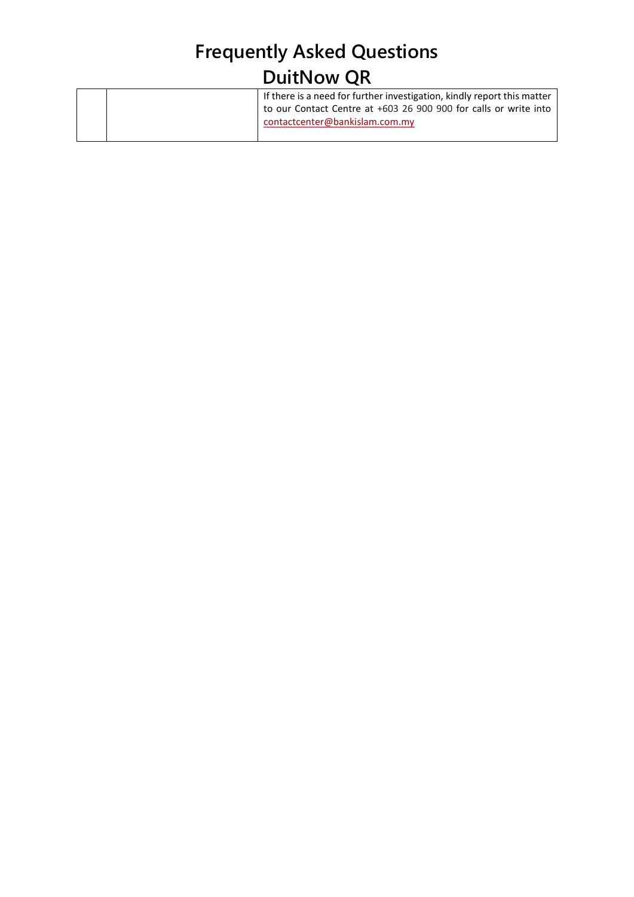# Frequently Asked Questions

# DuitNow QR

| | | |
|---|---|---|
| | | If there is a need for further investigation, kindly report this matter to our Contact Centre at +603 26 900 900 for calls or write into contactcenter@bankislam.com.my |